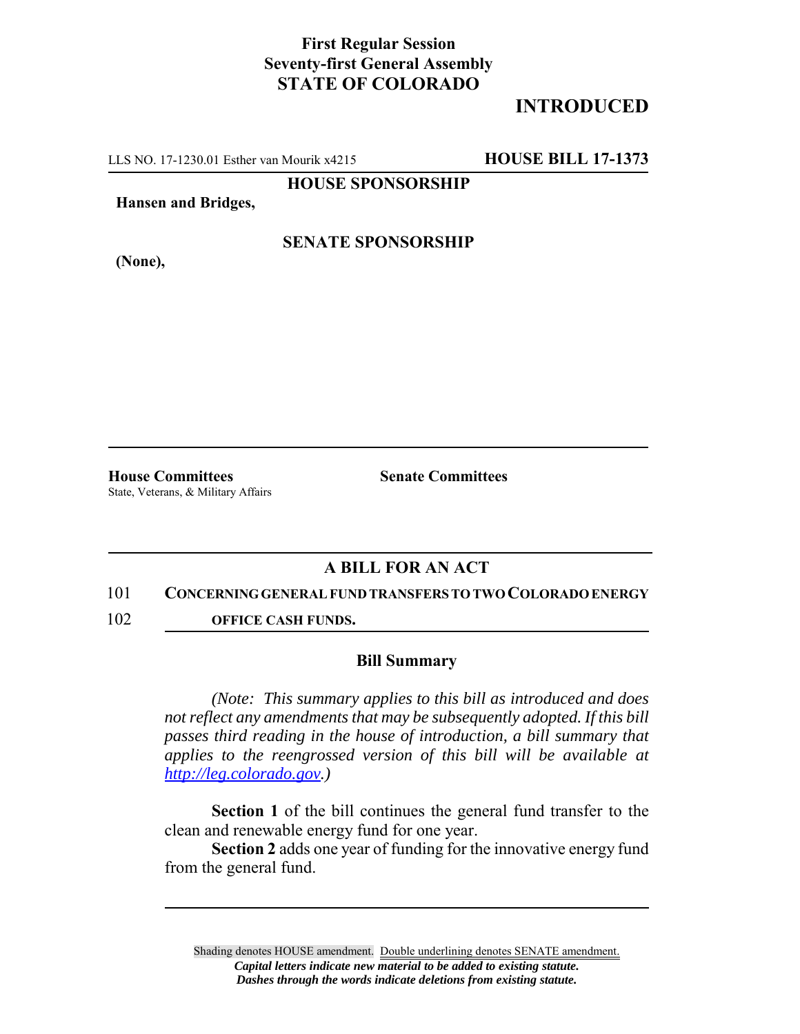**First Regular Session**
**Seventy-first General Assembly**
**STATE OF COLORADO**

# INTRODUCED

LLS NO. 17-1230.01 Esther van Mourik x4215 **HOUSE BILL 17-1373**

**HOUSE SPONSORSHIP**

**Hansen and Bridges,**

**SENATE SPONSORSHIP**

**(None),**

**House Committees**
State, Veterans, & Military Affairs

**Senate Committees**

## A BILL FOR AN ACT

101 **CONCERNING GENERAL FUND TRANSFERS TO TWO COLORADO ENERGY**
102 **OFFICE CASH FUNDS.**

### Bill Summary

*(Note: This summary applies to this bill as introduced and does not reflect any amendments that may be subsequently adopted. If this bill passes third reading in the house of introduction, a bill summary that applies to the reengrossed version of this bill will be available at [http://leg.colorado.gov](http://leg.colorado.gov).)*

**Section 1** of the bill continues the general fund transfer to the clean and renewable energy fund for one year.

**Section 2** adds one year of funding for the innovative energy fund from the general fund.

Shading denotes HOUSE amendment. Double underlining denotes SENATE amendment.
*Capital letters indicate new material to be added to existing statute.*
*Dashes through the words indicate deletions from existing statute.*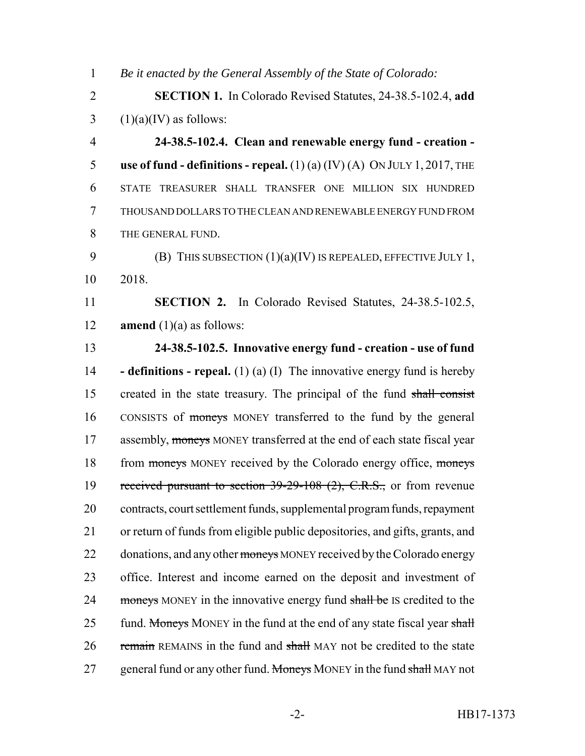*Be it enacted by the General Assembly of the State of Colorado:*

**SECTION 1.** In Colorado Revised Statutes, 24-38.5-102.4, **add** (1)(a)(IV) as follows:

**24-38.5-102.4. Clean and renewable energy fund - creation - use of fund - definitions - repeal.** (1) (a) (IV) (A) ON JULY 1, 2017, THE STATE TREASURER SHALL TRANSFER ONE MILLION SIX HUNDRED THOUSAND DOLLARS TO THE CLEAN AND RENEWABLE ENERGY FUND FROM THE GENERAL FUND.

(B) THIS SUBSECTION (1)(a)(IV) IS REPEALED, EFFECTIVE JULY 1, 2018.

**SECTION 2.** In Colorado Revised Statutes, 24-38.5-102.5, **amend** (1)(a) as follows:

**24-38.5-102.5. Innovative energy fund - creation - use of fund - definitions - repeal.** (1) (a) (I) The innovative energy fund is hereby created in the state treasury. The principal of the fund ~~shall consist~~ CONSISTS of ~~moneys~~ MONEY transferred to the fund by the general assembly, ~~moneys~~ MONEY transferred at the end of each state fiscal year from ~~moneys~~ MONEY received by the Colorado energy office, ~~moneys received pursuant to section 39-29-108 (2), C.R.S.,~~ or from revenue contracts, court settlement funds, supplemental program funds, repayment or return of funds from eligible public depositories, and gifts, grants, and donations, and any other ~~moneys~~ MONEY received by the Colorado energy office. Interest and income earned on the deposit and investment of ~~moneys~~ MONEY in the innovative energy fund ~~shall be~~ IS credited to the fund. ~~Moneys~~ MONEY in the fund at the end of any state fiscal year ~~shall remain~~ REMAINS in the fund and ~~shall~~ MAY not be credited to the state general fund or any other fund. ~~Moneys~~ MONEY in the fund ~~shall~~ MAY not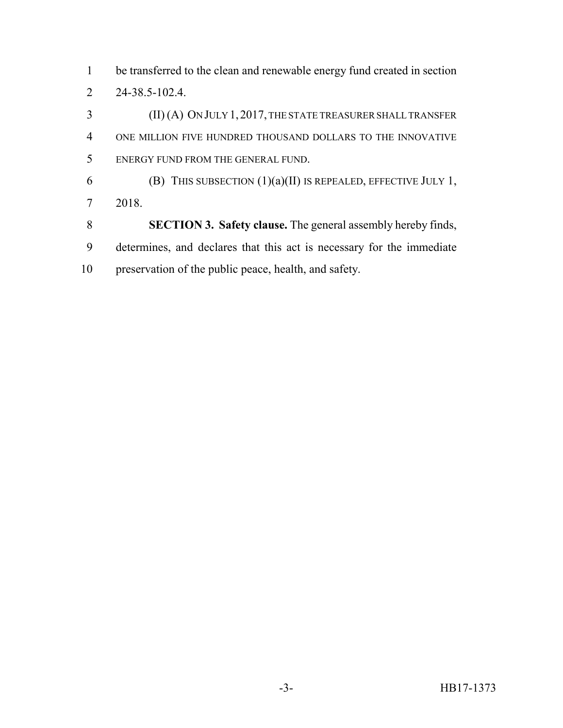be transferred to the clean and renewable energy fund created in section 24-38.5-102.4.

(II) (A) ON JULY 1, 2017, THE STATE TREASURER SHALL TRANSFER ONE MILLION FIVE HUNDRED THOUSAND DOLLARS TO THE INNOVATIVE ENERGY FUND FROM THE GENERAL FUND.

(B) THIS SUBSECTION (1)(a)(II) IS REPEALED, EFFECTIVE JULY 1, 2018.

**SECTION 3. Safety clause.** The general assembly hereby finds, determines, and declares that this act is necessary for the immediate preservation of the public peace, health, and safety.